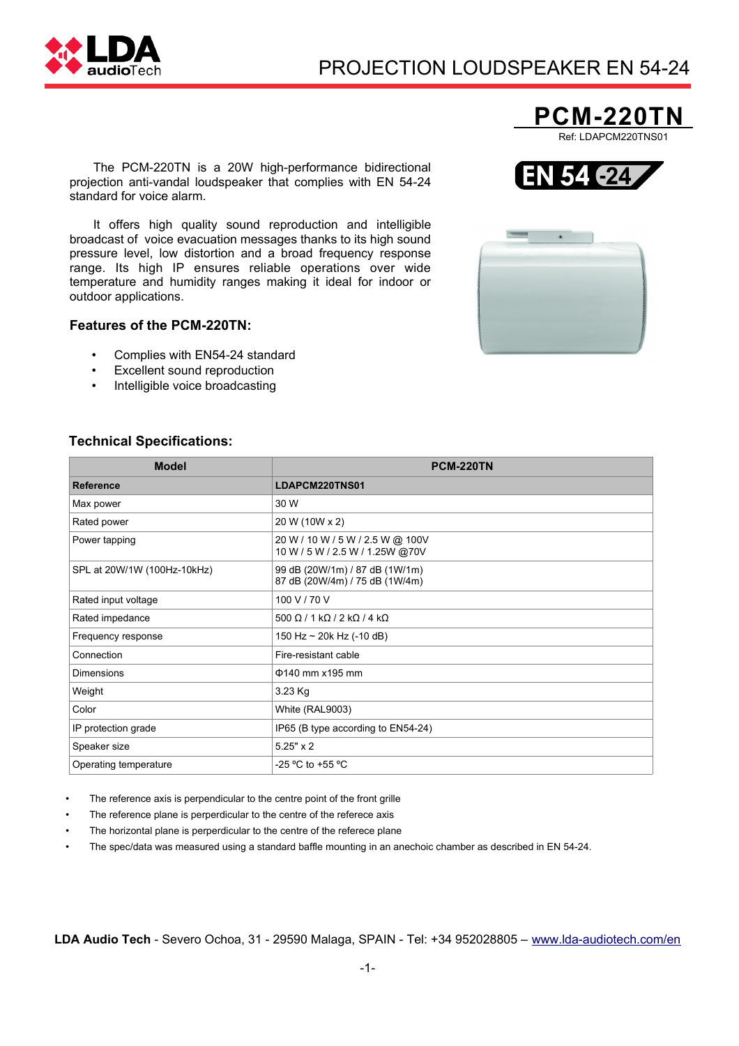# PROJECTION LOUDSPEAKER EN 54-24

## PCM-220TN

Ref: LDAPCM220TNS01

The PCM-220TN is a 20W high-performance bidirectional projection anti-vandal loudspeaker that complies with EN 54-24 standard for voice alarm.

It offers high quality sound reproduction and intelligible broadcast of voice evacuation messages thanks to its high sound pressure level, low distortion and a broad frequency response range. Its high IP ensures reliable operations over wide temperature and humidity ranges making it ideal for indoor or outdoor applications.

### Features of the PCM-220TN:

- Complies with EN54-24 standard
- Excellent sound reproduction
- Intelligible voice broadcasting

### Technical Specifications:

| Model | PCM-220TN |
|---|---|
| **Reference** | **LDAPCM220TNS01** |
| Max power | 30 W |
| Rated power | 20 W (10W x 2) |
| Power tapping | 20 W / 10 W / 5 W / 2.5 W @ 100V<br>10 W / 5 W / 2.5 W / 1.25W @70V |
| SPL at 20W/1W (100Hz-10kHz) | 99 dB (20W/1m) / 87 dB (1W/1m)<br>87 dB (20W/4m) / 75 dB (1W/4m) |
| Rated input voltage | 100 V / 70 V |
| Rated impedance | 500 Ω / 1 kΩ / 2 kΩ / 4 kΩ |
| Frequency response | 150 Hz ~ 20k Hz (-10 dB) |
| Connection | Fire-resistant cable |
| Dimensions | Φ140 mm x195 mm |
| Weight | 3.23 Kg |
| Color | White (RAL9003) |
| IP protection grade | IP65 (B type according to EN54-24) |
| Speaker size | 5.25" x 2 |
| Operating temperature | -25 ºC to +55 ºC |

- The reference axis is perpendicular to the centre point of the front grille
- The reference plane is perperdicular to the centre of the referece axis
- The horizontal plane is perperdicular to the centre of the referece plane
- The spec/data was measured using a standard baffle mounting in an anechoic chamber as described in EN 54-24.

**LDA Audio Tech** - Severo Ochoa, 31 - 29590 Malaga, SPAIN - Tel: +34 952028805 – www.lda-audiotech.com/en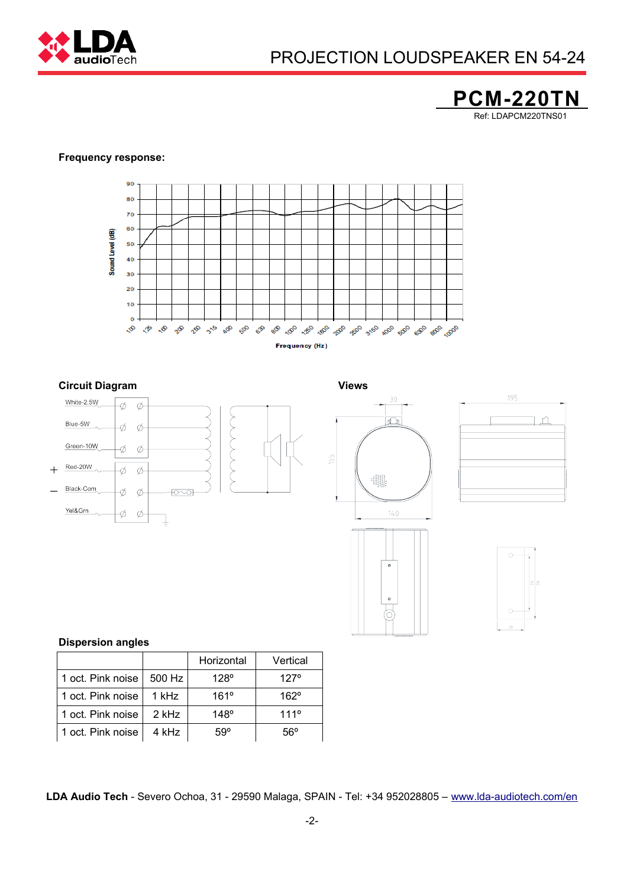# PROJECTION LOUDSPEAKER EN 54-24

## PCM-220TN

Ref: LDAPCM220TNS01

**Frequency response:**

**Circuit Diagram**

White-2.5W
Blue-5W
Green-10W
Red-20W
Black-Com
Yel&Grn

**Views**

**Dispersion angles**

| | | Horizontal | Vertical |
|---|---|---|---|
| 1 oct. Pink noise | 500 Hz | 128º | 127º |
| 1 oct. Pink noise | 1 kHz | 161º | 162º |
| 1 oct. Pink noise | 2 kHz | 148º | 111º |
| 1 oct. Pink noise | 4 kHz | 59º | 56º |

**LDA Audio Tech** - Severo Ochoa, 31 - 29590 Malaga, SPAIN - Tel: +34 952028805 – www.lda-audiotech.com/en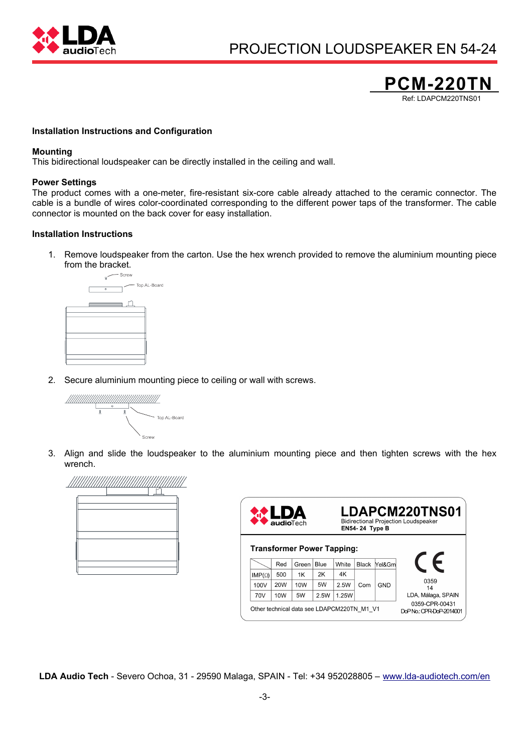# PROJECTION LOUDSPEAKER EN 54-24

## PCM-220TN

Ref: LDAPCM220TNS01

**Installation Instructions and Configuration**

**Mounting**

This bidirectional loudspeaker can be directly installed in the ceiling and wall.

**Power Settings**

The product comes with a one-meter, fire-resistant six-core cable already attached to the ceramic connector. The cable is a bundle of wires color-coordinated corresponding to the different power taps of the transformer. The cable connector is mounted on the back cover for easy installation.

**Installation Instructions**

1. Remove loudspeaker from the carton. Use the hex wrench provided to remove the aluminium mounting piece from the bracket.

Screw
Top AL-Board

2. Secure aluminium mounting piece to ceiling or wall with screws.

Top AL-Board
Screw

3. Align and slide the loudspeaker to the aluminium mounting piece and then tighten screws with the hex wrench.

LDA audioTech

**LDAPCM220TNS01**

Bidirectional Projection Loudspeaker

**EN54- 24 Type B**

**Transformer Power Tapping:**

| | Red | Green | Blue | White | Black | Yel&Grn |
|---|---|---|---|---|---|---|
| IMP(Ω) | 500 | 1K | 2K | 4K | Com | GND |
| 100V | 20W | 10W | 5W | 2.5W | | |
| 70V | 10W | 5W | 2.5W | 1.25W | | |

Other technical data see LDAPCM220TN_M1_V1

CE
0359
14
LDA, Málaga, SPAIN
0359-CPR-00431
DoP No.: CPR-DoP-2014001

**LDA Audio Tech** - Severo Ochoa, 31 - 29590 Malaga, SPAIN - Tel: +34 952028805 – www.lda-audiotech.com/en